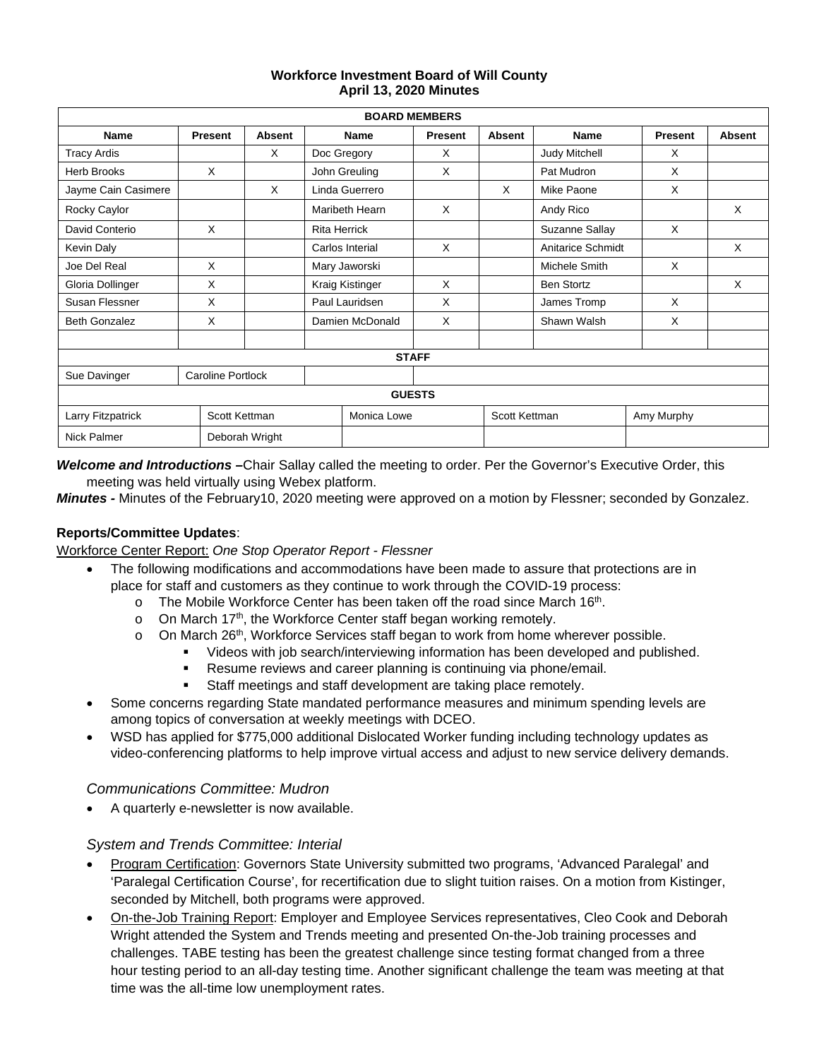**Workforce Investment Board of Will County**
**April 13, 2020 Minutes**

| BOARD MEMBERS | | | | | | | | |
|---|---|---|---|---|---|---|---|---|
| **Name** | **Present** | **Absent** | **Name** | **Present** | **Absent** | **Name** | **Present** | **Absent** |
| Tracy Ardis | | X | Doc Gregory | X | | Judy Mitchell | X | |
| Herb Brooks | X | | John Greuling | X | | Pat Mudron | X | |
| Jayme Cain Casimere | | X | Linda Guerrero | | X | Mike Paone | X | |
| Rocky Caylor | | | Maribeth Hearn | X | | Andy Rico | | X |
| David Conterio | X | | Rita Herrick | | | Suzanne Sallay | X | |
| Kevin Daly | | | Carlos Interial | X | | Anitarice Schmidt | | X |
| Joe Del Real | X | | Mary Jaworski | | | Michele Smith | X | |
| Gloria Dollinger | X | | Kraig Kistinger | X | | Ben Stortz | | X |
| Susan Flessner | X | | Paul Lauridsen | X | | James Tromp | X | |
| Beth Gonzalez | X | | Damien McDonald | X | | Shawn Walsh | X | |
| | | | | | | | | |
| **STAFF** | | | | | | | | |
| Sue Davinger | Caroline Portlock | | | | | | | |
| **GUESTS** | | | | | | | | |
| Larry Fitzpatrick | Scott Kettman | | Monica Lowe | | Scott Kettman | | Amy Murphy | |
| Nick Palmer | Deborah Wright | | | | | | | |

***Welcome and Introductions –***Chair Sallay called the meeting to order. Per the Governor's Executive Order, this meeting was held virtually using Webex platform.

***Minutes -*** Minutes of the February10, 2020 meeting were approved on a motion by Flessner; seconded by Gonzalez.

**Reports/Committee Updates**:

Workforce Center Report: *One Stop Operator Report - Flessner*

- The following modifications and accommodations have been made to assure that protections are in place for staff and customers as they continue to work through the COVID-19 process:
  - The Mobile Workforce Center has been taken off the road since March 16th.
  - On March 17th, the Workforce Center staff began working remotely.
  - On March 26th, Workforce Services staff began to work from home wherever possible.
    - Videos with job search/interviewing information has been developed and published.
    - Resume reviews and career planning is continuing via phone/email.
    - Staff meetings and staff development are taking place remotely.
- Some concerns regarding State mandated performance measures and minimum spending levels are among topics of conversation at weekly meetings with DCEO.
- WSD has applied for $775,000 additional Dislocated Worker funding including technology updates as video-conferencing platforms to help improve virtual access and adjust to new service delivery demands.

*Communications Committee: Mudron*

- A quarterly e-newsletter is now available.

*System and Trends Committee: Interial*

- Program Certification: Governors State University submitted two programs, 'Advanced Paralegal' and 'Paralegal Certification Course', for recertification due to slight tuition raises. On a motion from Kistinger, seconded by Mitchell, both programs were approved.
- On-the-Job Training Report: Employer and Employee Services representatives, Cleo Cook and Deborah Wright attended the System and Trends meeting and presented On-the-Job training processes and challenges. TABE testing has been the greatest challenge since testing format changed from a three hour testing period to an all-day testing time. Another significant challenge the team was meeting at that time was the all-time low unemployment rates.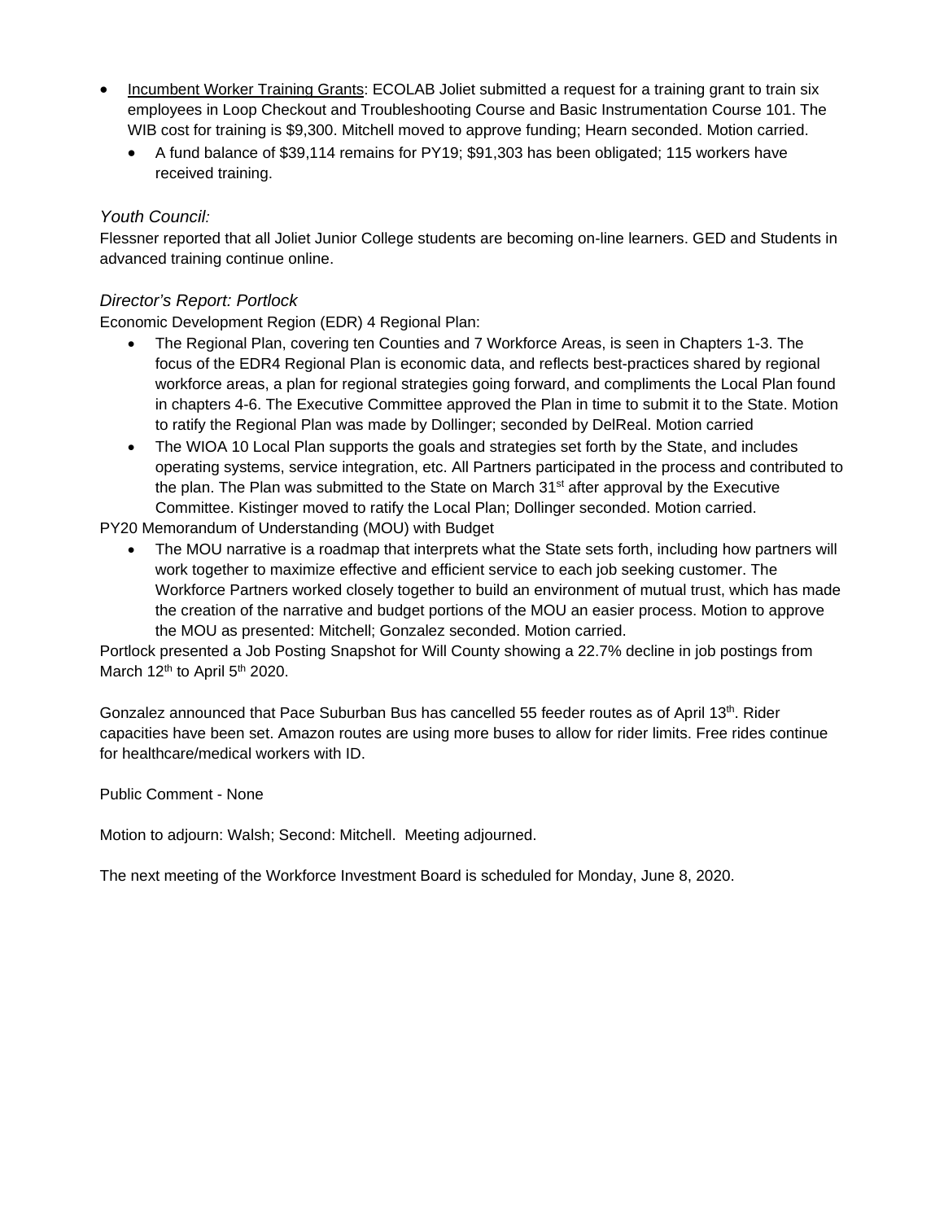- Incumbent Worker Training Grants: ECOLAB Joliet submitted a request for a training grant to train six employees in Loop Checkout and Troubleshooting Course and Basic Instrumentation Course 101. The WIB cost for training is $9,300. Mitchell moved to approve funding; Hearn seconded. Motion carried.
  - A fund balance of $39,114 remains for PY19; $91,303 has been obligated; 115 workers have received training.

### *Youth Council:*

Flessner reported that all Joliet Junior College students are becoming on-line learners. GED and Students in advanced training continue online.

### *Director's Report: Portlock*

Economic Development Region (EDR) 4 Regional Plan:

- The Regional Plan, covering ten Counties and 7 Workforce Areas, is seen in Chapters 1-3. The focus of the EDR4 Regional Plan is economic data, and reflects best-practices shared by regional workforce areas, a plan for regional strategies going forward, and compliments the Local Plan found in chapters 4-6. The Executive Committee approved the Plan in time to submit it to the State. Motion to ratify the Regional Plan was made by Dollinger; seconded by DelReal. Motion carried
- The WIOA 10 Local Plan supports the goals and strategies set forth by the State, and includes operating systems, service integration, etc. All Partners participated in the process and contributed to the plan. The Plan was submitted to the State on March 31st after approval by the Executive Committee. Kistinger moved to ratify the Local Plan; Dollinger seconded. Motion carried.

PY20 Memorandum of Understanding (MOU) with Budget

- The MOU narrative is a roadmap that interprets what the State sets forth, including how partners will work together to maximize effective and efficient service to each job seeking customer. The Workforce Partners worked closely together to build an environment of mutual trust, which has made the creation of the narrative and budget portions of the MOU an easier process. Motion to approve the MOU as presented: Mitchell; Gonzalez seconded. Motion carried.

Portlock presented a Job Posting Snapshot for Will County showing a 22.7% decline in job postings from March 12th to April 5th 2020.

Gonzalez announced that Pace Suburban Bus has cancelled 55 feeder routes as of April 13th. Rider capacities have been set. Amazon routes are using more buses to allow for rider limits. Free rides continue for healthcare/medical workers with ID.

Public Comment - None

Motion to adjourn: Walsh; Second: Mitchell. Meeting adjourned.

The next meeting of the Workforce Investment Board is scheduled for Monday, June 8, 2020.